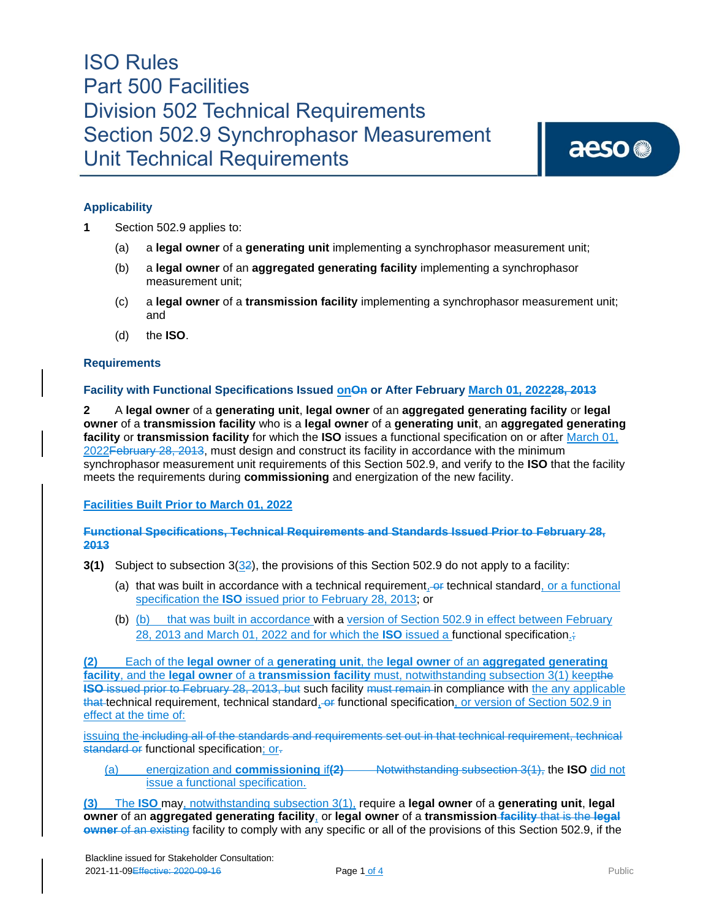# ISO Rules
# Part 500 Facilities
# Division 502 Technical Requirements
# Section 502.9 Synchrophasor Measurement Unit Technical Requirements

### Applicability

**1** Section 502.9 applies to:

(a) a **legal owner** of a **generating unit** implementing a synchrophasor measurement unit;

(b) a **legal owner** of an **aggregated generating facility** implementing a synchrophasor measurement unit;

(c) a **legal owner** of a **transmission facility** implementing a synchrophasor measurement unit; and

(d) the **ISO**.

### Requirements

**Facility with Functional Specifications Issued onOn or After February March 01, 202228, 2013**

**2** A **legal owner** of a **generating unit**, **legal owner** of an **aggregated generating facility** or **legal owner** of a **transmission facility** who is a **legal owner** of a **generating unit**, an **aggregated generating facility** or **transmission facility** for which the **ISO** issues a functional specification on or after March 01, 2022February 28, 2013, must design and construct its facility in accordance with the minimum synchrophasor measurement unit requirements of this Section 502.9, and verify to the **ISO** that the facility meets the requirements during **commissioning** and energization of the new facility.

**Facilities Built Prior to March 01, 2022**

**Functional Specifications, Technical Requirements and Standards Issued Prior to February 28, 2013**

**3(1)** Subject to subsection 3(32), the provisions of this Section 502.9 do not apply to a facility:

(a) that was built in accordance with a technical requirement, or technical standard, or a functional specification the **ISO** issued prior to February 28, 2013; or

(b) (b) that was built in accordance with a version of Section 502.9 in effect between February 28, 2013 and March 01, 2022 and for which the **ISO** issued a functional specification.;

**(2)** Each of the **legal owner** of a **generating unit**, the **legal owner** of an **aggregated generating facility**, and the **legal owner** of a **transmission facility** must, notwithstanding subsection 3(1) keepthe **ISO** issued prior to February 28, 2013, but such facility must remain in compliance with the any applicable that technical requirement, technical standard, or functional specification, or version of Section 502.9 in effect at the time of:

issuing the including all of the standards and requirements set out in that technical requirement, technical standard or functional specification; or.

(a) energization and **commissioning** if**(2)** Notwithstanding subsection 3(1), the **ISO** did not issue a functional specification.

**(3)** The **ISO** may, notwithstanding subsection 3(1), require a **legal owner** of a **generating unit**, **legal owner** of an **aggregated generating facility**, or **legal owner** of a **transmission** facility that is the **legal owner** of an existing facility to comply with any specific or all of the provisions of this Section 502.9, if the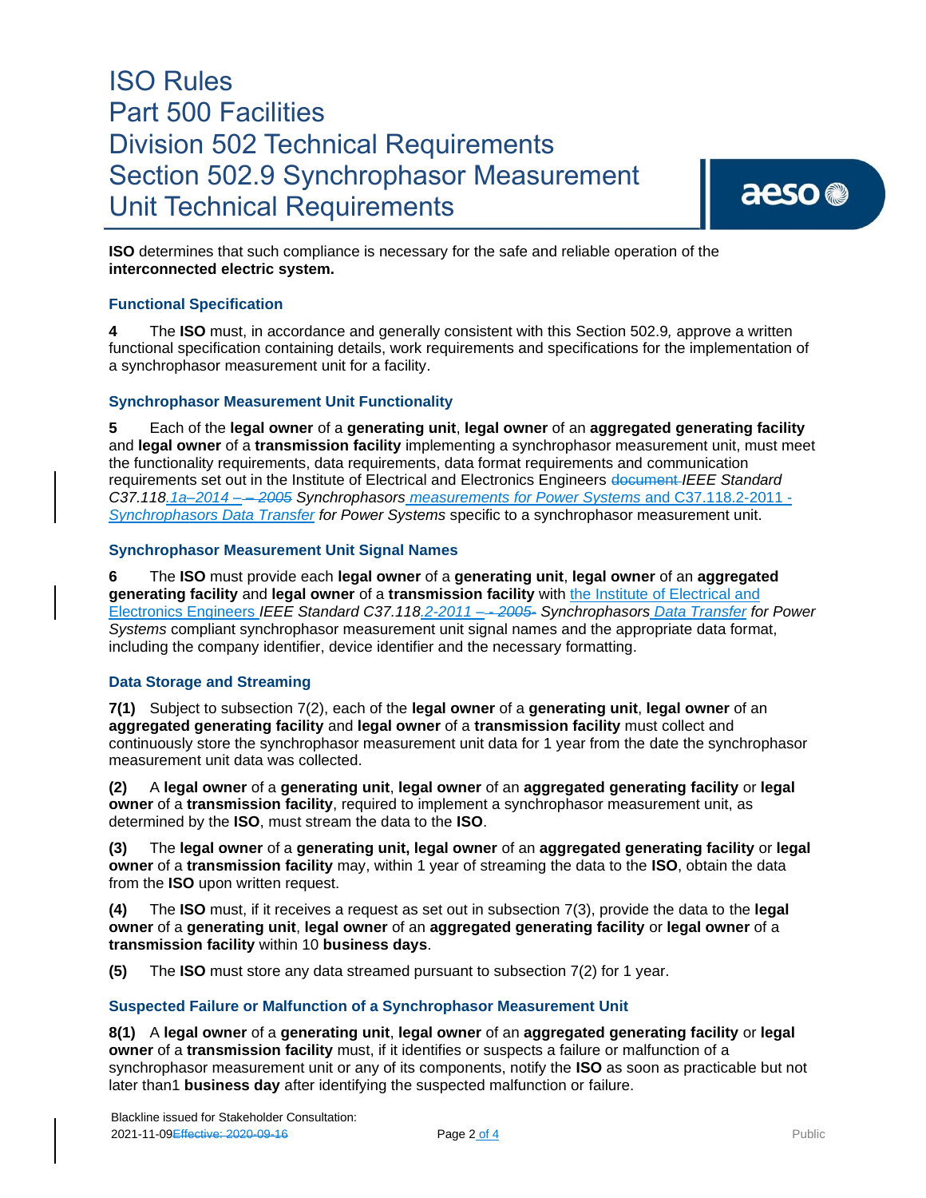**ISO** determines that such compliance is necessary for the safe and reliable operation of the **interconnected electric system.**

### Functional Specification

**4** The **ISO** must, in accordance and generally consistent with this Section 502.9, approve a written functional specification containing details, work requirements and specifications for the implementation of a synchrophasor measurement unit for a facility.

### Synchrophasor Measurement Unit Functionality

**5** Each of the **legal owner** of a **generating unit**, **legal owner** of an **aggregated generating facility** and **legal owner** of a **transmission facility** implementing a synchrophasor measurement unit, must meet the functionality requirements, data requirements, data format requirements and communication requirements set out in the Institute of Electrical and Electronics Engineers ~~document~~ *IEEE Standard C37.118.1a–2014 ~~– – 2005~~ Synchrophasors measurements for Power Systems* and C37.118.2-2011 - *Synchrophasors Data Transfer for Power Systems* specific to a synchrophasor measurement unit.

### Synchrophasor Measurement Unit Signal Names

**6** The **ISO** must provide each **legal owner** of a **generating unit**, **legal owner** of an **aggregated generating facility** and **legal owner** of a **transmission facility** with the Institute of Electrical and Electronics Engineers *IEEE Standard C37.118.2-2011 ~~– - 2005-~~ Synchrophasors Data Transfer for Power Systems* compliant synchrophasor measurement unit signal names and the appropriate data format, including the company identifier, device identifier and the necessary formatting.

### Data Storage and Streaming

**7(1)** Subject to subsection 7(2), each of the **legal owner** of a **generating unit**, **legal owner** of an **aggregated generating facility** and **legal owner** of a **transmission facility** must collect and continuously store the synchrophasor measurement unit data for 1 year from the date the synchrophasor measurement unit data was collected.

**(2)** A **legal owner** of a **generating unit**, **legal owner** of an **aggregated generating facility** or **legal owner** of a **transmission facility**, required to implement a synchrophasor measurement unit, as determined by the **ISO**, must stream the data to the **ISO**.

**(3)** The **legal owner** of a **generating unit, legal owner** of an **aggregated generating facility** or **legal owner** of a **transmission facility** may, within 1 year of streaming the data to the **ISO**, obtain the data from the **ISO** upon written request.

**(4)** The **ISO** must, if it receives a request as set out in subsection 7(3), provide the data to the **legal owner** of a **generating unit**, **legal owner** of an **aggregated generating facility** or **legal owner** of a **transmission facility** within 10 **business days**.

**(5)** The **ISO** must store any data streamed pursuant to subsection 7(2) for 1 year.

### Suspected Failure or Malfunction of a Synchrophasor Measurement Unit

**8(1)** A **legal owner** of a **generating unit**, **legal owner** of an **aggregated generating facility** or **legal owner** of a **transmission facility** must, if it identifies or suspects a failure or malfunction of a synchrophasor measurement unit or any of its components, notify the **ISO** as soon as practicable but not later than1 **business day** after identifying the suspected malfunction or failure.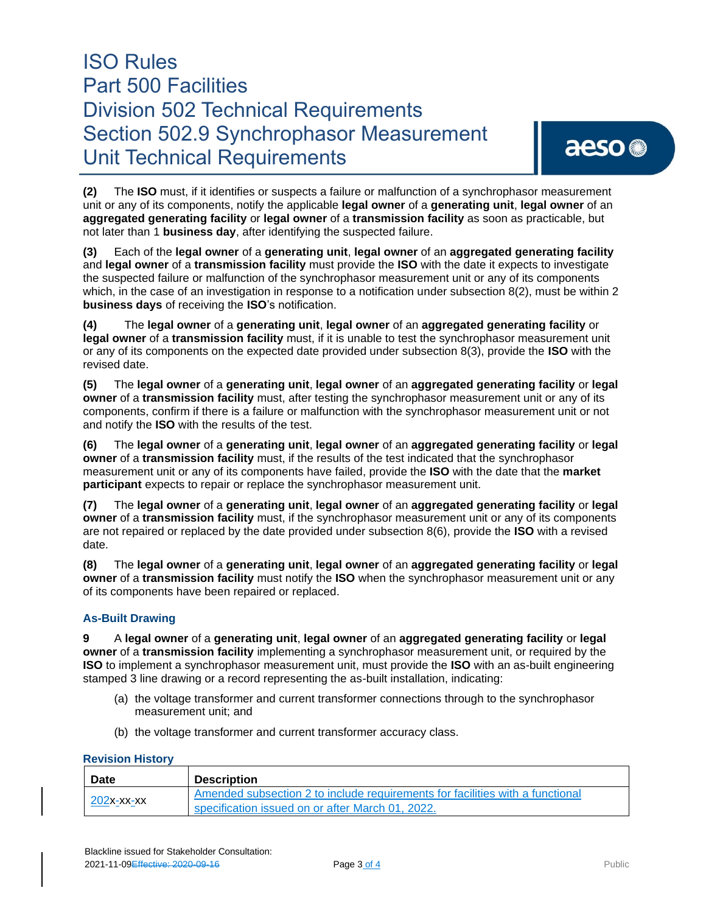**(2)** The **ISO** must, if it identifies or suspects a failure or malfunction of a synchrophasor measurement unit or any of its components, notify the applicable **legal owner** of a **generating unit**, **legal owner** of an **aggregated generating facility** or **legal owner** of a **transmission facility** as soon as practicable, but not later than 1 **business day**, after identifying the suspected failure.

**(3)** Each of the **legal owner** of a **generating unit**, **legal owner** of an **aggregated generating facility** and **legal owner** of a **transmission facility** must provide the **ISO** with the date it expects to investigate the suspected failure or malfunction of the synchrophasor measurement unit or any of its components which, in the case of an investigation in response to a notification under subsection 8(2), must be within 2 **business days** of receiving the **ISO**'s notification.

**(4)** The **legal owner** of a **generating unit**, **legal owner** of an **aggregated generating facility** or **legal owner** of a **transmission facility** must, if it is unable to test the synchrophasor measurement unit or any of its components on the expected date provided under subsection 8(3), provide the **ISO** with the revised date.

**(5)** The **legal owner** of a **generating unit**, **legal owner** of an **aggregated generating facility** or **legal owner** of a **transmission facility** must, after testing the synchrophasor measurement unit or any of its components, confirm if there is a failure or malfunction with the synchrophasor measurement unit or not and notify the **ISO** with the results of the test.

**(6)** The **legal owner** of a **generating unit**, **legal owner** of an **aggregated generating facility** or **legal owner** of a **transmission facility** must, if the results of the test indicated that the synchrophasor measurement unit or any of its components have failed, provide the **ISO** with the date that the **market participant** expects to repair or replace the synchrophasor measurement unit.

**(7)** The **legal owner** of a **generating unit**, **legal owner** of an **aggregated generating facility** or **legal owner** of a **transmission facility** must, if the synchrophasor measurement unit or any of its components are not repaired or replaced by the date provided under subsection 8(6), provide the **ISO** with a revised date.

**(8)** The **legal owner** of a **generating unit**, **legal owner** of an **aggregated generating facility** or **legal owner** of a **transmission facility** must notify the **ISO** when the synchrophasor measurement unit or any of its components have been repaired or replaced.

### As-Built Drawing

**9** A **legal owner** of a **generating unit**, **legal owner** of an **aggregated generating facility** or **legal owner** of a **transmission facility** implementing a synchrophasor measurement unit, or required by the **ISO** to implement a synchrophasor measurement unit, must provide the **ISO** with an as-built engineering stamped 3 line drawing or a record representing the as-built installation, indicating:

(a) the voltage transformer and current transformer connections through to the synchrophasor measurement unit; and

(b) the voltage transformer and current transformer accuracy class.

### Revision History

| Date | Description |
|---|---|
| 202x-xx-xx | Amended subsection 2 to include requirements for facilities with a functional specification issued on or after March 01, 2022. |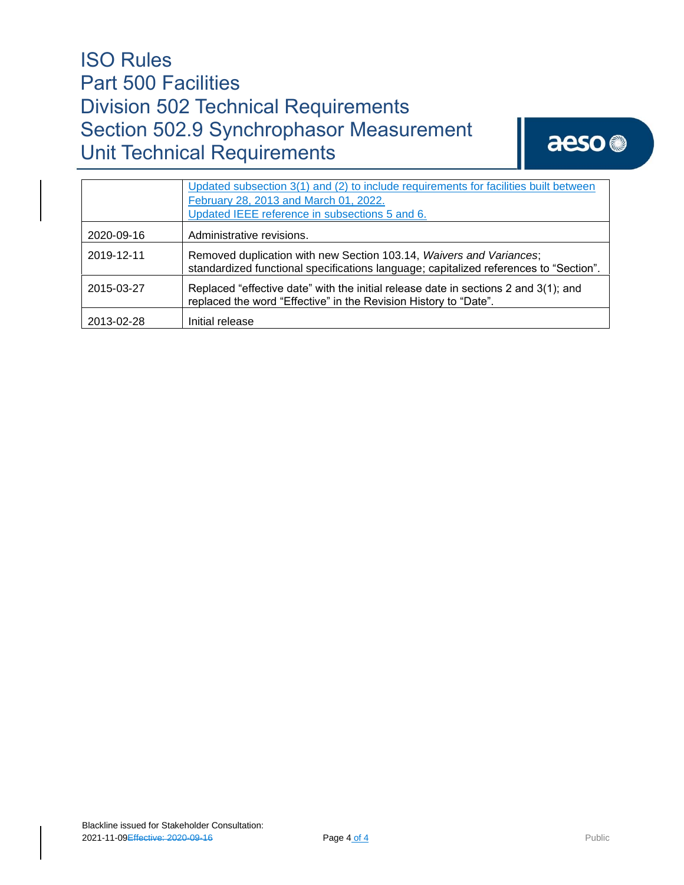| | |
|---|---|
| | Updated subsection 3(1) and (2) to include requirements for facilities built between February 28, 2013 and March 01, 2022.<br>Updated IEEE reference in subsections 5 and 6. |
| 2020-09-16 | Administrative revisions. |
| 2019-12-11 | Removed duplication with new Section 103.14, *Waivers and Variances*; standardized functional specifications language; capitalized references to "Section". |
| 2015-03-27 | Replaced "effective date" with the initial release date in sections 2 and 3(1); and replaced the word "Effective" in the Revision History to "Date". |
| 2013-02-28 | Initial release |